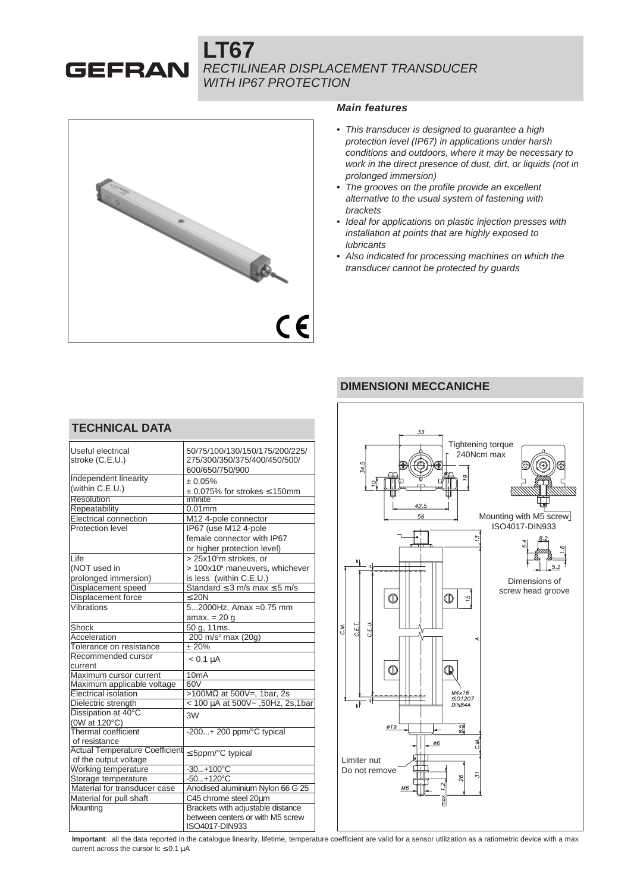# LT67

*RECTILINEAR DISPLACEMENT TRANSDUCER WITH IP67 PROTECTION*

### *Main features*

- *This transducer is designed to guarantee a high protection level (IP67) in applications under harsh conditions and outdoors, where it may be necessary to work in the direct presence of dust, dirt, or liquids (not in prolonged immersion)*
- *The grooves on the profile provide an excellent alternative to the usual system of fastening with brackets*
- *Ideal for applications on plastic injection presses with installation at points that are highly exposed to lubricants*
- *Also indicated for processing machines on which the transducer cannot be protected by guards*

## TECHNICAL DATA

| | |
|---|---|
| Useful electrical stroke (C.E.U.) | 50/75/100/130/150/175/200/225/ 275/300/350/375/400/450/500/ 600/650/750/900 |
| Independent linearity (within C.E.U.) | ± 0.05%<br>± 0.075% for strokes ≤ 150mm |
| Resolution | infinite |
| Repeatability | 0.01mm |
| Electrical connection | M12 4-pole connector |
| Protection level | IP67 (use M12 4-pole female connector with IP67 or higher protection level) |
| Life (NOT used in prolonged immersion) | > 25x10⁶m strokes, or > 100x10⁶ maneuvers, whichever is less (within C.E.U.) |
| Displacement speed | Standard ≤ 3 m/s max ≤ 5 m/s |
| Displacement force | ≤ 20N |
| Vibrations | 5...2000Hz, Amax =0.75 mm amax. = 20 g |
| Shock | 50 g, 11ms. |
| Acceleration | 200 m/s² max (20g) |
| Tolerance on resistance | ± 20% |
| Recommended cursor current | < 0,1 µA |
| Maximum cursor current | 10mA |
| Maximum applicable voltage | 60V |
| Electrical isolation | >100MΩ at 500V=, 1bar, 2s |
| Dielectric strength | < 100 µA at 500V~ ,50Hz, 2s,1bar |
| Dissipation at 40°C (0W at 120°C) | 3W |
| Thermal coefficient of resistance | -200...+ 200 ppm/°C typical |
| Actual Temperature Coefficient of the output voltage | ≤ 5ppm/°C typical |
| Working temperature | -30...+100°C |
| Storage temperature | -50...+120°C |
| Material for transducer case | Anodised aluminium Nylon 66 G 25 |
| Material for pull shaft | C45 chrome steel 20µm |
| Mounting | Brackets with adjustable distance between centers or with M5 screw ISO4017-DIN933 |

## DIMENSIONI MECCANICHE

Tightening torque 240Ncm max

Mounting with M5 screw ISO4017-DIN933

Dimensions of screw head groove

Limiter nut Do not remove

**Important**: all the data reported in the catalogue linearity, lifetime, temperature coefficient are valid for a sensor utilization as a ratiometric device with a max current across the cursor Ic ≤ 0.1 µA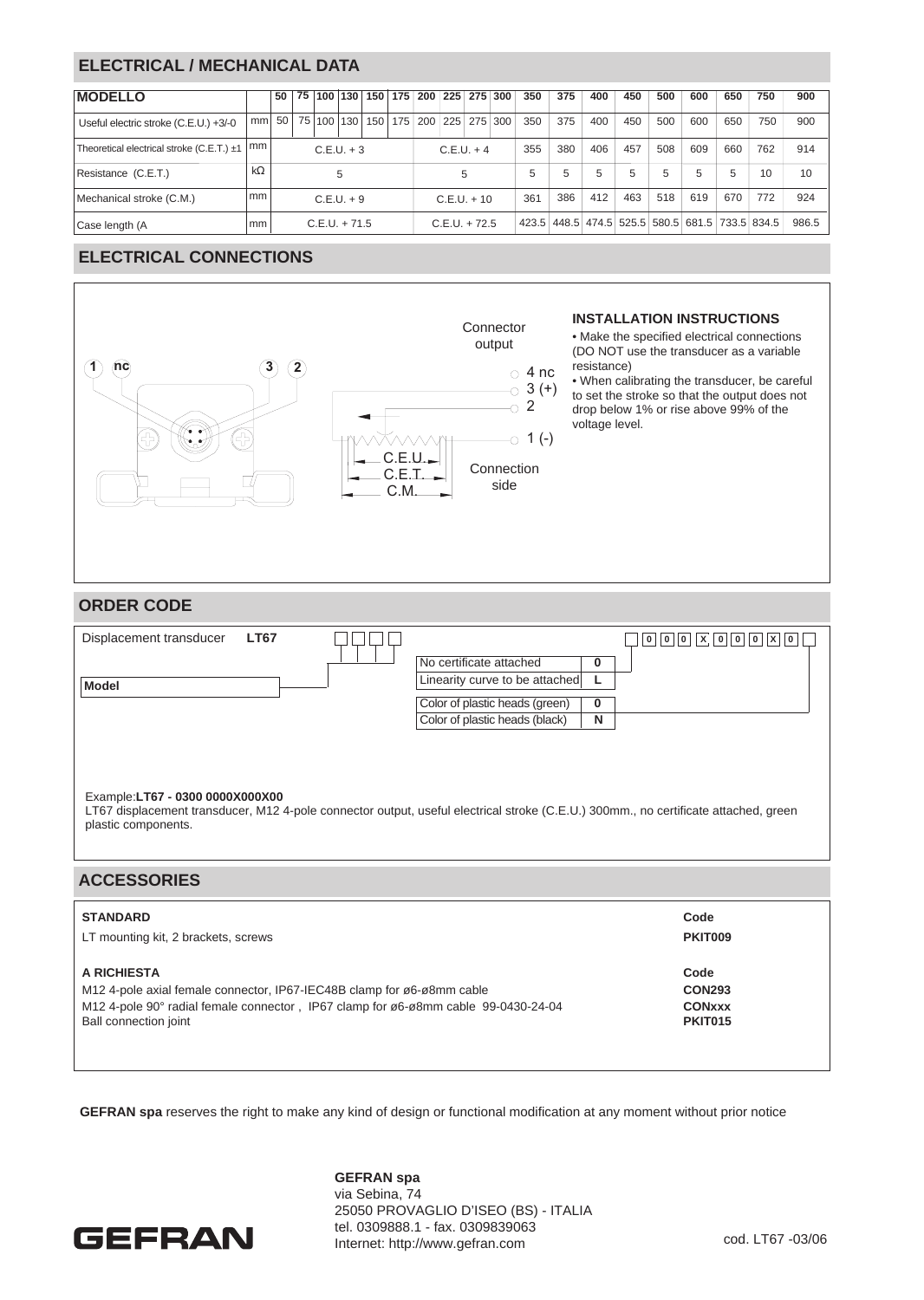## ELECTRICAL / MECHANICAL DATA

| MODELLO | | 50 | 75 | 100 | 130 | 150 | 175 | 200 | 225 | 275 | 300 | 350 | 375 | 400 | 450 | 500 | 600 | 650 | 750 | 900 |
|---|---|---|---|---|---|---|---|---|---|---|---|---|---|---|---|---|---|---|---|---|
| Useful electric stroke (C.E.U.) +3/-0 | mm | 50 | 75 | 100 | 130 | 150 | 175 | 200 | 225 | 275 | 300 | 350 | 375 | 400 | 450 | 500 | 600 | 650 | 750 | 900 |
| Theoretical electrical stroke (C.E.T.) ±1 | mm | C.E.U. + 3 | | | | | | C.E.U. + 4 | | | | 355 | 380 | 406 | 457 | 508 | 609 | 660 | 762 | 914 |
| Resistance (C.E.T.) | kΩ | 5 | | | | | | 5 | | | | 5 | 5 | 5 | 5 | 5 | 5 | 5 | 10 | 10 |
| Mechanical stroke (C.M.) | mm | C.E.U. + 9 | | | | | | C.E.U. + 10 | | | | 361 | 386 | 412 | 463 | 518 | 619 | 670 | 772 | 924 |
| Case length (A | mm | C.E.U. + 71.5 | | | | | | C.E.U. + 72.5 | | | | 423.5 | 448.5 | 474.5 | 525.5 | 580.5 | 681.5 | 733.5 | 834.5 | 986.5 |

## ELECTRICAL CONNECTIONS

1 nc 3 2

Connector output

4 nc
3 (+)
2
1 (-)

C.E.U.
C.E.T.
C.M.

Connection side

### INSTALLATION INSTRUCTIONS

- Make the specified electrical connections (DO NOT use the transducer as a variable resistance)
- When calibrating the transducer, be careful to set the stroke so that the output does not drop below 1% or rise above 99% of the voltage level.

## ORDER CODE

Displacement transducer **LT67** ☐☐☐☐ ☐ 0 0 0 X 0 0 0 X 0 ☐

**Model**

| | |
|---|---|
| No certificate attached | 0 |
| Linearity curve to be attached | L |
| Color of plastic heads (green) | 0 |
| Color of plastic heads (black) | N |

Example:**LT67 - 0300 0000X000X00**
LT67 displacement transducer, M12 4-pole connector output, useful electrical stroke (C.E.U.) 300mm., no certificate attached, green plastic components.

## ACCESSORIES

| **STANDARD** | **Code** |
|---|---|
| LT mounting kit, 2 brackets, screws | **PKIT009** |
| **A RICHIESTA** | **Code** |
| M12 4-pole axial female connector, IP67-IEC48B clamp for ø6-ø8mm cable | **CON293** |
| M12 4-pole 90° radial female connector , IP67 clamp for ø6-ø8mm cable 99-0430-24-04 | **CONxxx** |
| Ball connection joint | **PKIT015** |

**GEFRAN spa** reserves the right to make any kind of design or functional modification at any moment without prior notice

**GEFRAN spa**
via Sebina, 74
25050 PROVAGLIO D'ISEO (BS) - ITALIA
tel. 0309888.1 - fax. 0309839063
Internet: http://www.gefran.com

cod. LT67 -03/06